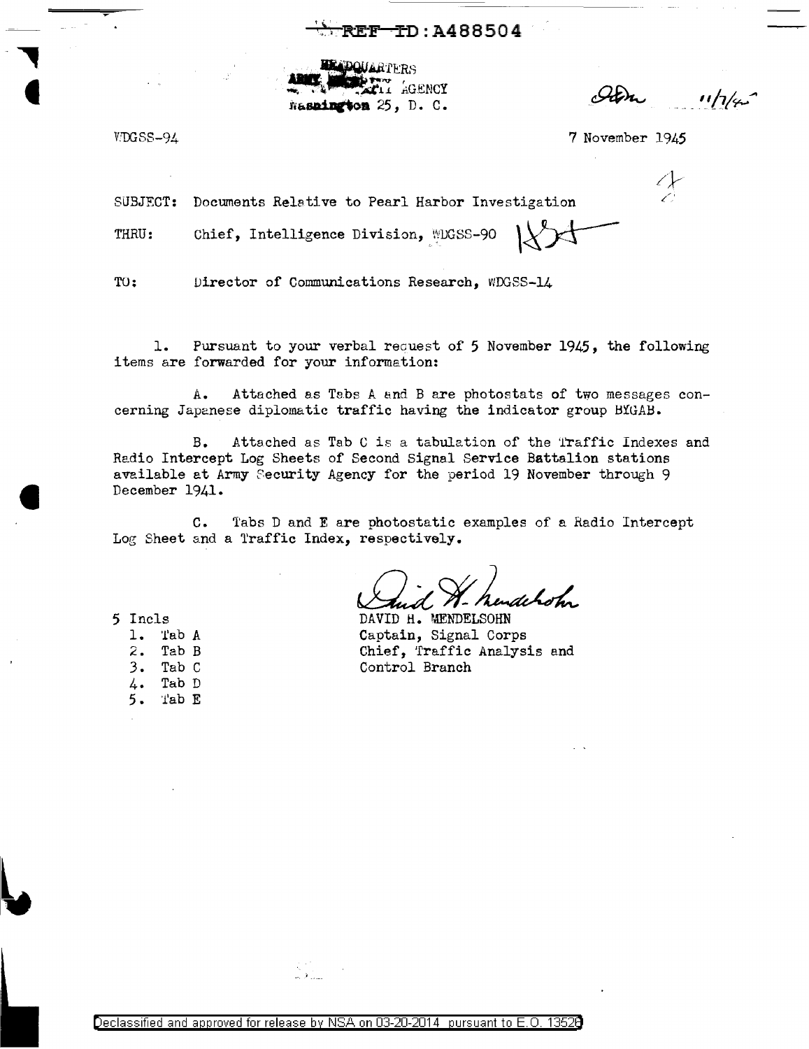REF ID:A488504

HEADQUARTERS
ARMY SECURITY AGENCY
Washington 25, D. C.

WDGSS-94

7 November 1945

SUBJECT: Documents Relative to Pearl Harbor Investigation

THRU: Chief, Intelligence Division, WDGSS-90

TO: Director of Communications Research, WDGSS-14

1. Pursuant to your verbal request of 5 November 1945, the following items are forwarded for your information:

A. Attached as Tabs A and B are photostats of two messages concerning Japanese diplomatic traffic having the indicator group BYGAB.

B. Attached as Tab C is a tabulation of the Traffic Indexes and Radio Intercept Log Sheets of Second Signal Service Battalion stations available at Army Security Agency for the period 19 November through 9 December 1941.

C. Tabs D and E are photostatic examples of a Radio Intercept Log Sheet and a Traffic Index, respectively.

DAVID H. MENDELSOHN
Captain, Signal Corps
Chief, Traffic Analysis and Control Branch

5 Incls
1. Tab A
2. Tab B
3. Tab C
4. Tab D
5. Tab E

Declassified and approved for release by NSA on 03-20-2014 pursuant to E.O. 13526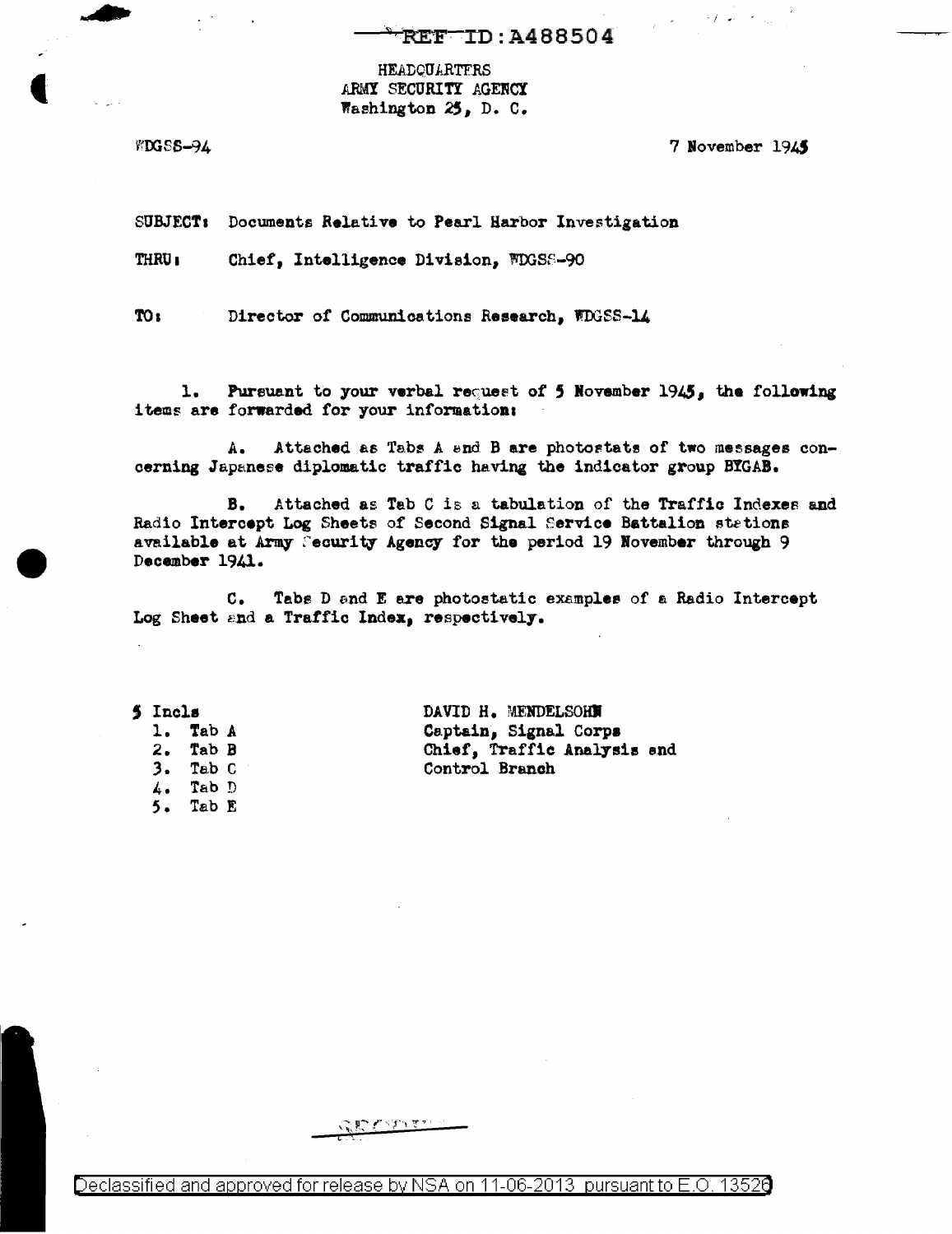REF ID:A488504

HEADQUARTERS
ARMY SECURITY AGENCY
Washington 25, D. C.

WDGSS-94

7 November 1945

SUBJECT: Documents Relative to Pearl Harbor Investigation

THRU: Chief, Intelligence Division, WDGSS-90

TO: Director of Communications Research, WDGSS-14

1. Pursuant to your verbal request of 5 November 1945, the following items are forwarded for your information:

A. Attached as Tabs A and B are photostats of two messages concerning Japanese diplomatic traffic having the indicator group BYGAB.

B. Attached as Tab C is a tabulation of the Traffic Indexes and Radio Intercept Log Sheets of Second Signal Service Battalion stations available at Army Security Agency for the period 19 November through 9 December 1941.

C. Tabs D and E are photostatic examples of a Radio Intercept Log Sheet and a Traffic Index, respectively.

5 Incls
1. Tab A
2. Tab B
3. Tab C
4. Tab D
5. Tab E

DAVID H. MENDELSOHN
Captain, Signal Corps
Chief, Traffic Analysis and
Control Branch

Declassified and approved for release by NSA on 11-06-2013 pursuant to E.O. 13526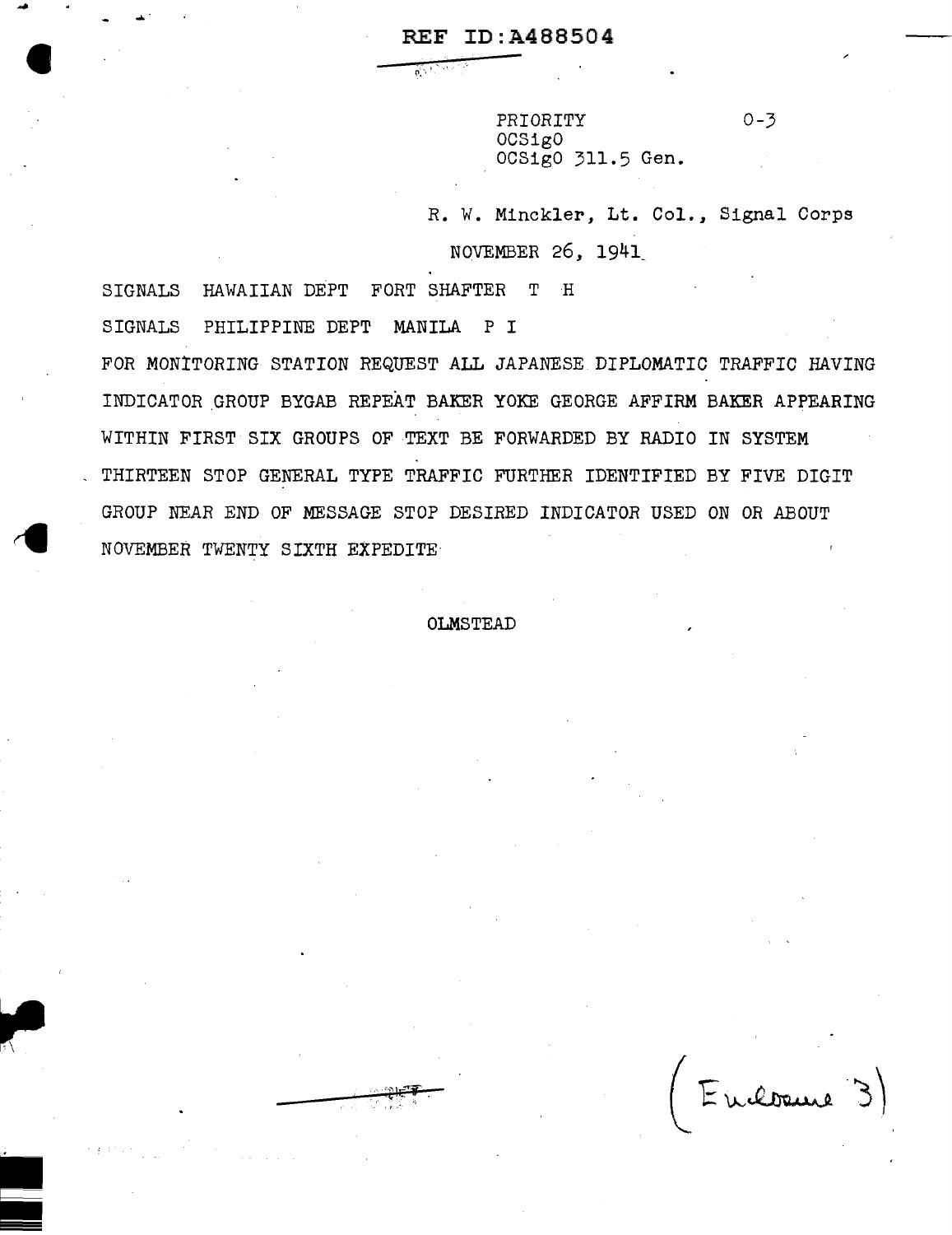REF ID:A488504

PRIORITY 0-3
OCSigO
OCSigO 311.5 Gen.

R. W. Minckler, Lt. Col., Signal Corps

NOVEMBER 26, 1941

SIGNALS HAWAIIAN DEPT FORT SHAFTER T H

SIGNALS PHILIPPINE DEPT MANILA P I

FOR MONITORING STATION REQUEST ALL JAPANESE DIPLOMATIC TRAFFIC HAVING INDICATOR GROUP BYGAB REPEAT BAKER YOKE GEORGE AFFIRM BAKER APPEARING WITHIN FIRST SIX GROUPS OF TEXT BE FORWARDED BY RADIO IN SYSTEM THIRTEEN STOP GENERAL TYPE TRAFFIC FURTHER IDENTIFIED BY FIVE DIGIT GROUP NEAR END OF MESSAGE STOP DESIRED INDICATOR USED ON OR ABOUT NOVEMBER TWENTY SIXTH EXPEDITE

OLMSTEAD

(Enclosure 3)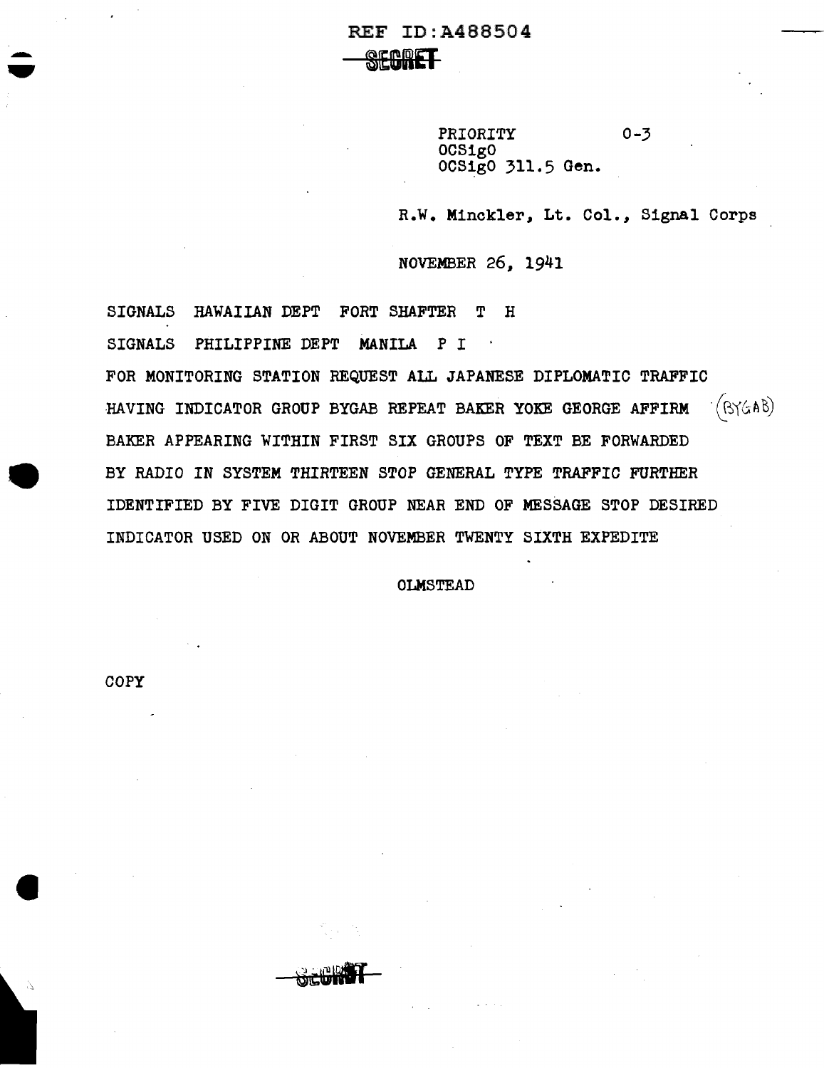REF ID:A488504

~~SECRET~~

PRIORITY 0-3
OCSigO
OCSigO 311.5 Gen.

R.W. Minckler, Lt. Col., Signal Corps

NOVEMBER 26, 1941

SIGNALS HAWAIIAN DEPT FORT SHAFTER T H

SIGNALS PHILIPPINE DEPT MANILA P I

FOR MONITORING STATION REQUEST ALL JAPANESE DIPLOMATIC TRAFFIC HAVING INDICATOR GROUP BYGAB REPEAT BAKER YOKE GEORGE AFFIRM BAKER APPEARING WITHIN FIRST SIX GROUPS OF TEXT BE FORWARDED BY RADIO IN SYSTEM THIRTEEN STOP GENERAL TYPE TRAFFIC FURTHER IDENTIFIED BY FIVE DIGIT GROUP NEAR END OF MESSAGE STOP DESIRED INDICATOR USED ON OR ABOUT NOVEMBER TWENTY SIXTH EXPEDITE (BYGAB)

OLMSTEAD

COPY

~~SECRET~~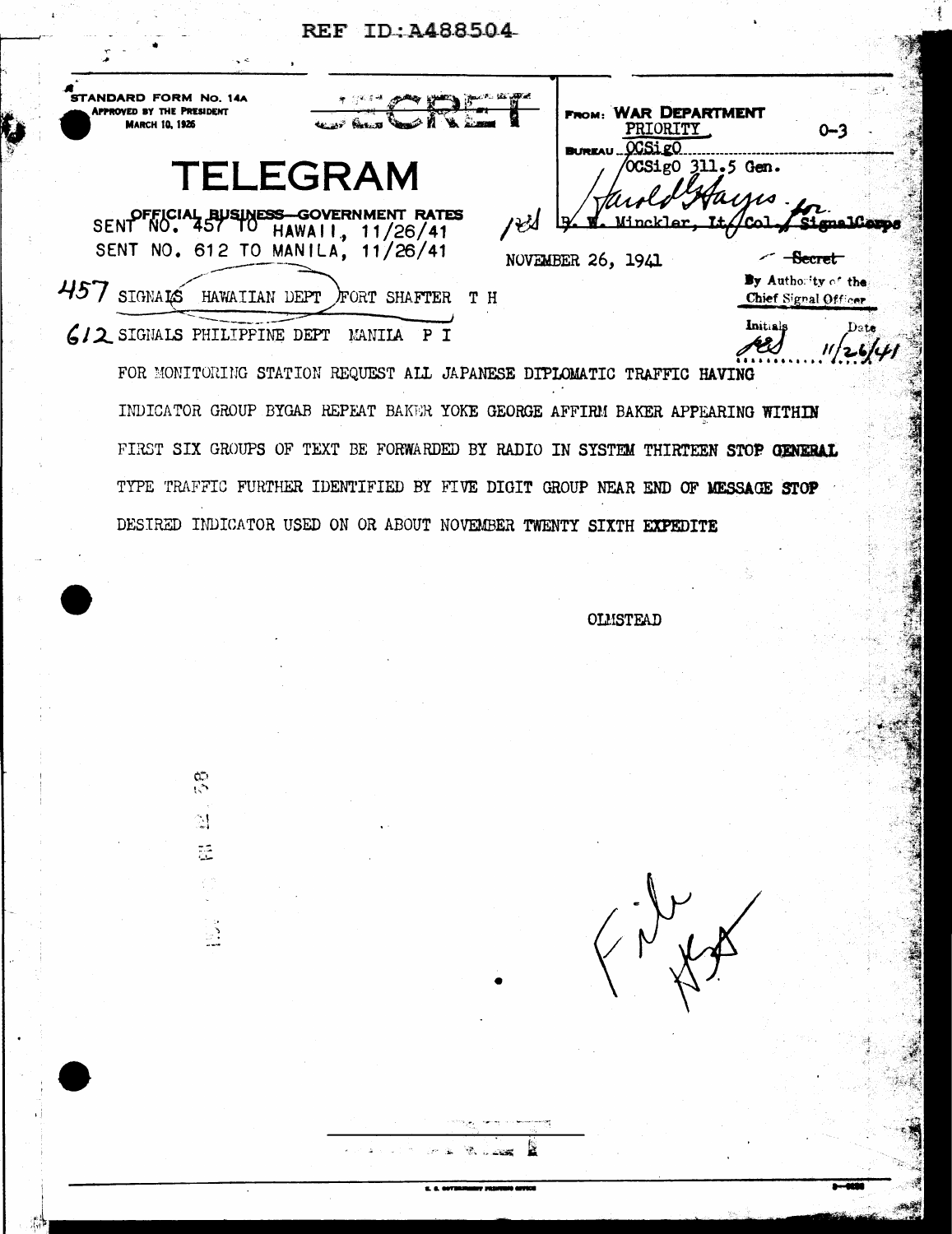REF ID:A488504

STANDARD FORM No. 14A
APPROVED BY THE PRESIDENT
MARCH 10, 1926

SECRET

# TELEGRAM

OFFICIAL BUSINESS—GOVERNMENT RATES

SENT NO. 457 TO HAWAII, 11/26/41
SENT NO. 612 TO MANILA, 11/26/41

FROM: WAR DEPARTMENT
PRIORITY O-3
BUREAU OCSigO
OCSigO 311.5 Gen.

Harold Hayes for
R. W. Minckler, Lt. Col., Signal Corps

NOVEMBER 26, 1941

Secret
By Authority of the Chief Signal Officer
Initials Date 11/26/41

457 SIGNALS HAWAIIAN DEPT FORT SHAFTER T H

612 SIGNALS PHILIPPINE DEPT MANILA P I

FOR MONITORING STATION REQUEST ALL JAPANESE DIPLOMATIC TRAFFIC HAVING INDICATOR GROUP BYGAB REPEAT BAKER YOKE GEORGE AFFIRM BAKER APPEARING WITHIN FIRST SIX GROUPS OF TEXT BE FORWARDED BY RADIO IN SYSTEM THIRTEEN STOP GENERAL TYPE TRAFFIC FURTHER IDENTIFIED BY FIVE DIGIT GROUP NEAR END OF MESSAGE STOP DESIRED INDICATOR USED ON OR ABOUT NOVEMBER TWENTY SIXTH EXPEDITE

OLMSTEAD

File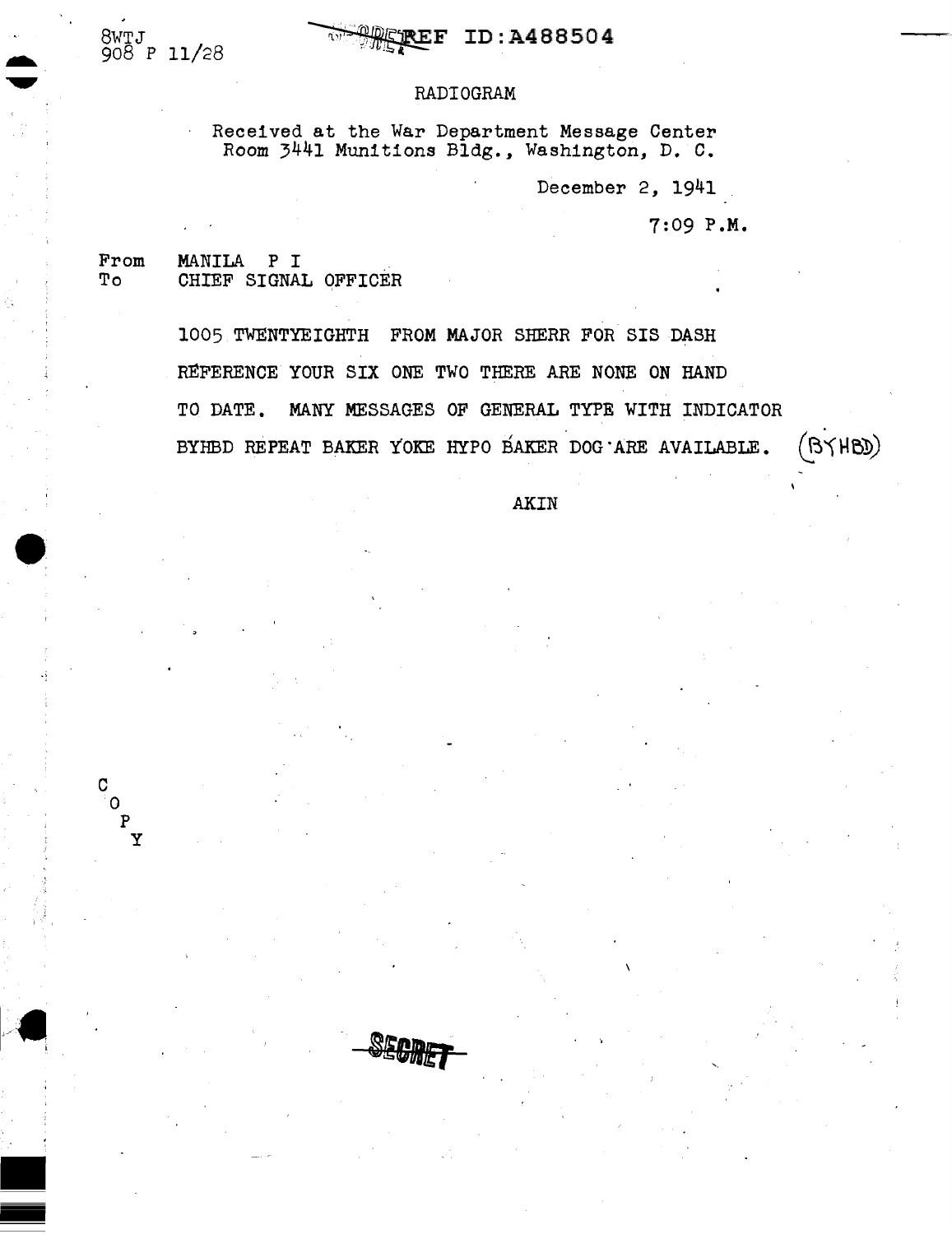8WTJ
908 P 11/28

REF ID:A488504

RADIOGRAM

Received at the War Department Message Center
Room 3441 Munitions Bldg., Washington, D. C.

December 2, 1941

7:09 P.M.

From MANILA P I
To CHIEF SIGNAL OFFICER

1005 TWENTYEIGHTH FROM MAJOR SHERR FOR SIS DASH REFERENCE YOUR SIX ONE TWO THERE ARE NONE ON HAND TO DATE. MANY MESSAGES OF GENERAL TYPE WITH INDICATOR BYHBD REPEAT BAKER YOKE HYPO BAKER DOG ARE AVAILABLE. (BYHBD)

AKIN

C
O
P
Y

SECRET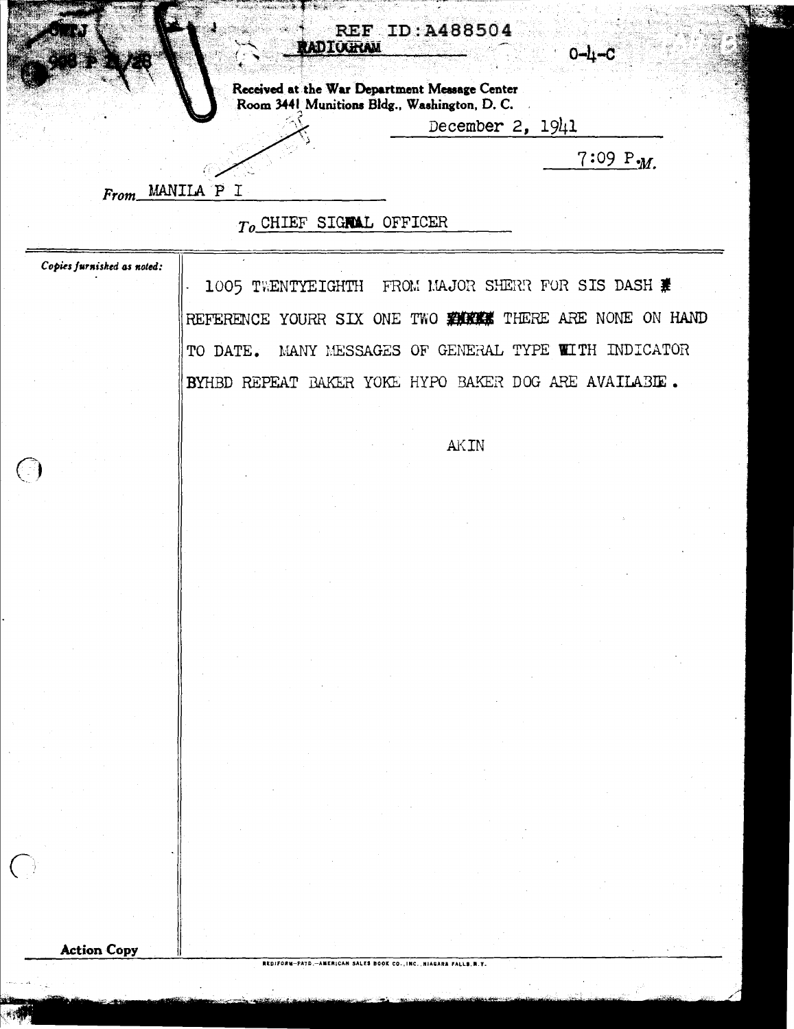REF ID:A488504

**RADIOGRAM**

0-4-C

Received at the War Department Message Center
Room 3441 Munitions Bldg., Washington, D. C.

December 2, 1941

7:09 P.M.

*From* MANILA P I

*To* CHIEF SIGNAL OFFICER

*Copies furnished as noted:*

1005 TWENTYEIGHTH FROM MAJOR SHERR FOR SIS DASH REFERENCE YOURR SIX ONE TWO THERE ARE NONE ON HAND TO DATE. MANY MESSAGES OF GENERAL TYPE WITH INDICATOR BYHBD REPEAT BAKER YOKE HYPO BAKER DOG ARE AVAILABLE.

AKIN

**Action Copy**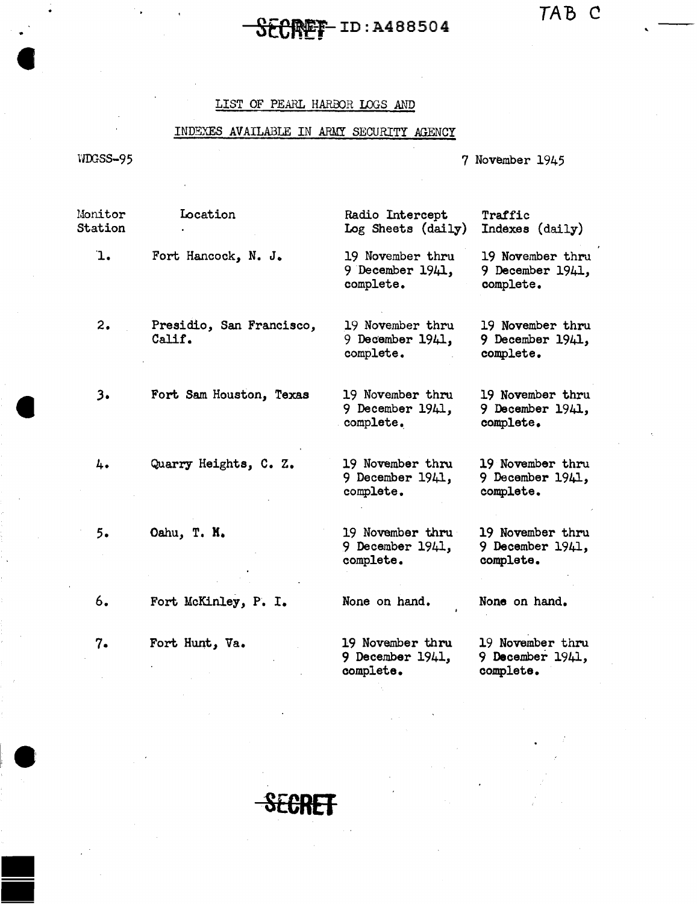SECRET ID:A488504

TAB C

LIST OF PEARL HARBOR LOGS AND

INDEXES AVAILABLE IN ARMY SECURITY AGENCY

WDGSS-95 — 7 November 1945

| Monitor Station | Location | Radio Intercept Log Sheets (daily) | Traffic Indexes (daily) |
|---|---|---|---|
| 1. | Fort Hancock, N. J. | 19 November thru 9 December 1941, complete. | 19 November thru 9 December 1941, complete. |
| 2. | Presidio, San Francisco, Calif. | 19 November thru 9 December 1941, complete. | 19 November thru 9 December 1941, complete. |
| 3. | Fort Sam Houston, Texas | 19 November thru 9 December 1941, complete. | 19 November thru 9 December 1941, complete. |
| 4. | Quarry Heights, C. Z. | 19 November thru 9 December 1941, complete. | 19 November thru 9 December 1941, complete. |
| 5. | Oahu, T. H. | 19 November thru 9 December 1941, complete. | 19 November thru 9 December 1941, complete. |
| 6. | Fort McKinley, P. I. | None on hand. | None on hand. |
| 7. | Fort Hunt, Va. | 19 November thru 9 December 1941, complete. | 19 November thru 9 December 1941, complete. |

SECRET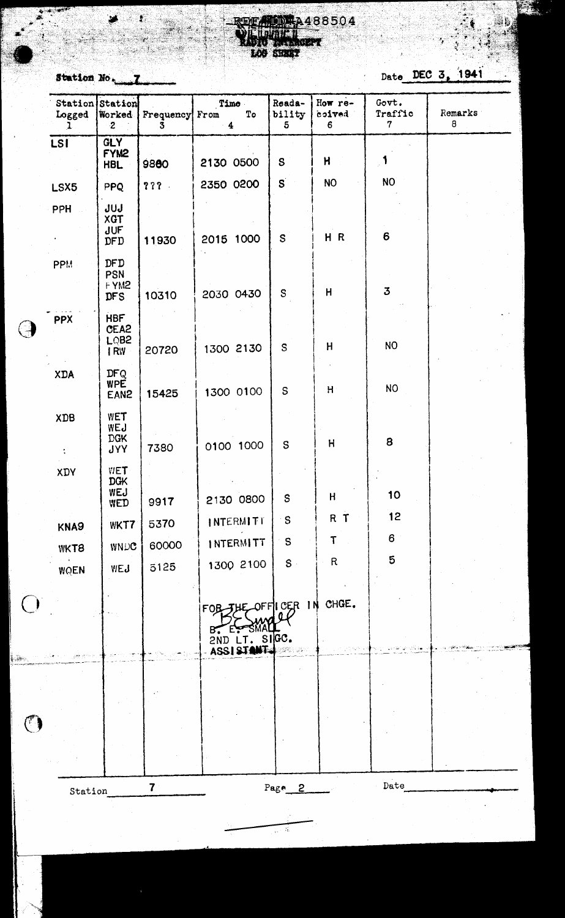REF ID:A488504

SECRET

RADIO INTERCEPT
LOG SHEET

Station No. 7

Date DEC 3, 1941

| Station Logged 1 | Station Worked 2 | Frequency 3 | Time From 4 | To | Readability 5 | How received 6 | Govt. Traffic 7 | Remarks 8 |
|---|---|---|---|---|---|---|---|---|
| LSI | GLY FYM2 HBL | 9880 | 2130 | 0500 | S | H | 1 | |
| LSX5 | PPQ | ??? | 2350 | 0200 | S | NO | NO | |
| PPH | JUJ XGT JUF DFD | 11930 | 2015 | 1000 | S | H R | 6 | |
| PPM | DFD PSN FYM2 DFS | 10310 | 2030 | 0430 | S | H | 3 | |
| PPX | HBF CEA2 LOB2 IRW | 20720 | 1300 | 2130 | S | H | NO | |
| XDA | DFQ WPE EAN2 | 15425 | 1300 | 0100 | S | H | NO | |
| XDB | WET WEJ DGK JYY | 7380 | 0100 | 1000 | S | H | 8 | |
| XDY | WET DGK WEJ WED | 9917 | 2130 | 0800 | S | H | 10 | |
| KNA9 | WKT7 | 5370 | INTERMITT | | S | R T | 12 | |
| WKT8 | WNDC | 60000 | INTERMITT | | S | T | 6 | |
| WOEN | WEJ | 5125 | 1300 | 2100 | S | R | 5 | |

FOR THE OFFICER IN CHGE.

B. E. Small
B. E. SMALL
2ND LT. SIGC.
ASSISTANT

Station 7 Page 2 Date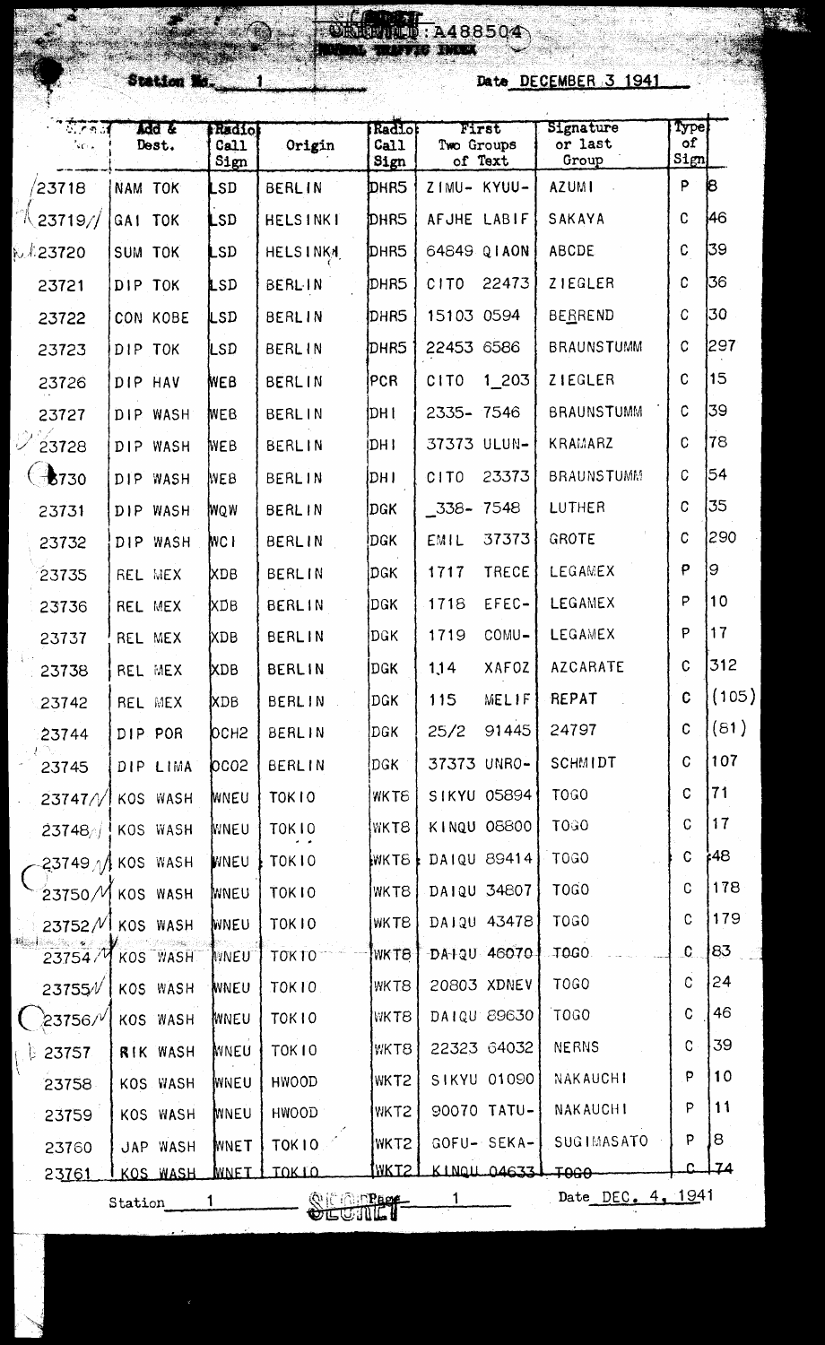SECRET : A488504

GENERAL TRAFFIC INDEX

Station No. 1

Date DECEMBER 3 1941

| Serial No. | Add & Dest. | Radio Call Sign | Origin | Radio Call Sign | First Two Groups of Text | Signature or last Group | Type of Sign | |
|---|---|---|---|---|---|---|---|---|
| 23718 | NAM TOK | LSD | BERLIN | DHR5 | ZIMU- KYUU- | AZUMI | P | 8 |
| 23719 | GAI TOK | LSD | HELSINKI | DHR5 | AFJHE LABIF | SAKAYA | C | 46 |
| 23720 | SUM TOK | LSD | HELSINKI | DHR5 | 64849 QIAON | ABCDE | C | 39 |
| 23721 | DIP TOK | LSD | BERLIN | DHR5 | CITO 22473 | ZIEGLER | C | 36 |
| 23722 | CON KOBE | LSD | BERLIN | DHR5 | 15103 0594 | BERREND | C | 30 |
| 23723 | DIP TOK | LSD | BERLIN | DHR5 | 22453 6586 | BRAUNSTUMM | C | 297 |
| 23726 | DIP HAV | WEB | BERLIN | PCR | CITO 1_203 | ZIEGLER | C | 15 |
| 23727 | DIP WASH | WEB | BERLIN | DHI | 2335- 7546 | BRAUNSTUMM | C | 39 |
| 23728 | DIP WASH | WEB | BERLIN | DHI | 37373 ULUN- | KRAMARZ | C | 78 |
| 23730 | DIP WASH | WEB | BERLIN | DHI | CITO 23373 | BRAUNSTUMM | C | 54 |
| 23731 | DIP WASH | WQW | BERLIN | DGK | _338- 7548 | LUTHER | C | 35 |
| 23732 | DIP WASH | WCI | BERLIN | DGK | EMIL 37373 | GROTE | C | 290 |
| 23735 | REL MEX | XDB | BERLIN | DGK | 1717 TRECE | LEGAMEX | P | 9 |
| 23736 | REL MEX | XDB | BERLIN | DGK | 1718 EFEC- | LEGAMEX | P | 10 |
| 23737 | REL MEX | XDB | BERLIN | DGK | 1719 COMU- | LEGAMEX | P | 17 |
| 23738 | REL MEX | XDB | BERLIN | DGK | 114 XAFOZ | AZCARATE | C | 312 |
| 23742 | REL MEX | XDB | BERLIN | DGK | 115 MELIF | REPAT | C | (105) |
| 23744 | DIP POR | OCH2 | BERLIN | DGK | 25/2 91445 | 24797 | C | (81) |
| 23745 | DIP LIMA | OCO2 | BERLIN | DGK | 37373 UNRO- | SCHMIDT | C | 107 |
| 23747 | KOS WASH | WNEU | TOKIO | WKT8 | SIKYU 05894 | TOGO | C | 71 |
| 23748 | KOS WASH | WNEU | TOKIO | WKT8 | KINQU 08800 | TOGO | C | 17 |
| 23749 | KOS WASH | WNEU | TOKIO | WKT8 | DAIQU 89414 | TOGO | C | 48 |
| 23750 | KOS WASH | WNEU | TOKIO | WKT8 | DAIQU 34807 | TOGO | C | 178 |
| 23752 | KOS WASH | WNEU | TOKIO | WKT8 | DAIQU 43478 | TOGO | C | 179 |
| 23754 | KOS WASH | WNEU | TOKIO | WKT8 | DAIQU 46070 | TOGO | C | 83 |
| 23755 | KOS WASH | WNEU | TOKIO | WKT8 | 20803 XDNEV | TOGO | C | 24 |
| 23756 | KOS WASH | WNEU | TOKIO | WKT8 | DAIQU 89630 | TOGO | C | 46 |
| 23757 | RIK WASH | WNEU | TOKIO | WKT8 | 22323 64032 | NERNS | C | 39 |
| 23758 | KOS WASH | WNEU | HWOOD | WKT2 | SIKYU 01090 | NAKAUCHI | P | 10 |
| 23759 | KOS WASH | WNEU | HWOOD | WKT2 | 90070 TATU- | NAKAUCHI | P | 11 |
| 23760 | JAP WASH | WNET | TOKIO | WKT2 | GOFU- SEKA- | SUGIMASATO | P | 8 |
| 23761 | KOS WASH | WNET | TOKIO | WKT2 | KINQU 04633 | TOGO | C | 74 |

Station 1 SECRET Date DEC. 4, 1941